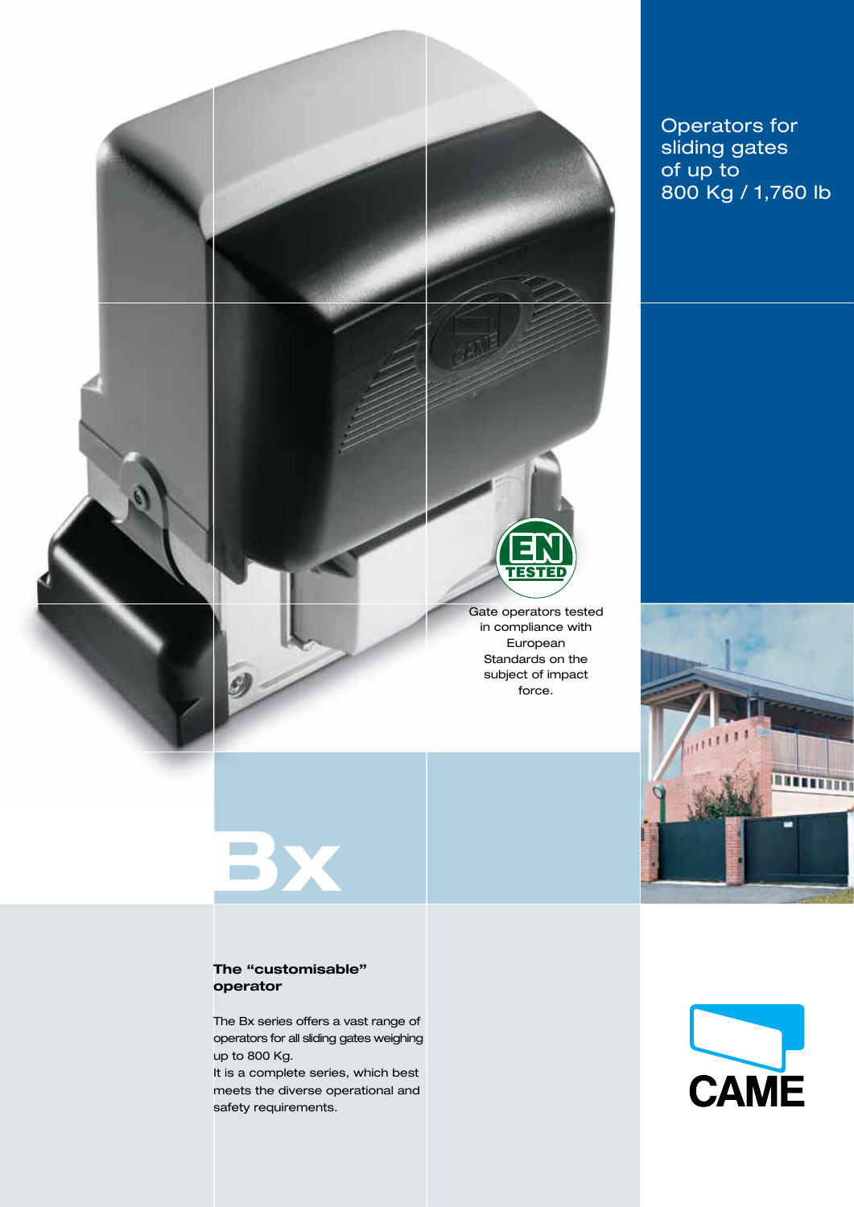Operators for sliding gates of up to 800 Kg / 1,760 lb

EN TESTED

Gate operators tested in compliance with European Standards on the subject of impact force.

# Bx

**The "customisable" operator**

The Bx series offers a vast range of operators for all sliding gates weighing up to 800 Kg.
It is a complete series, which best meets the diverse operational and safety requirements.

CAME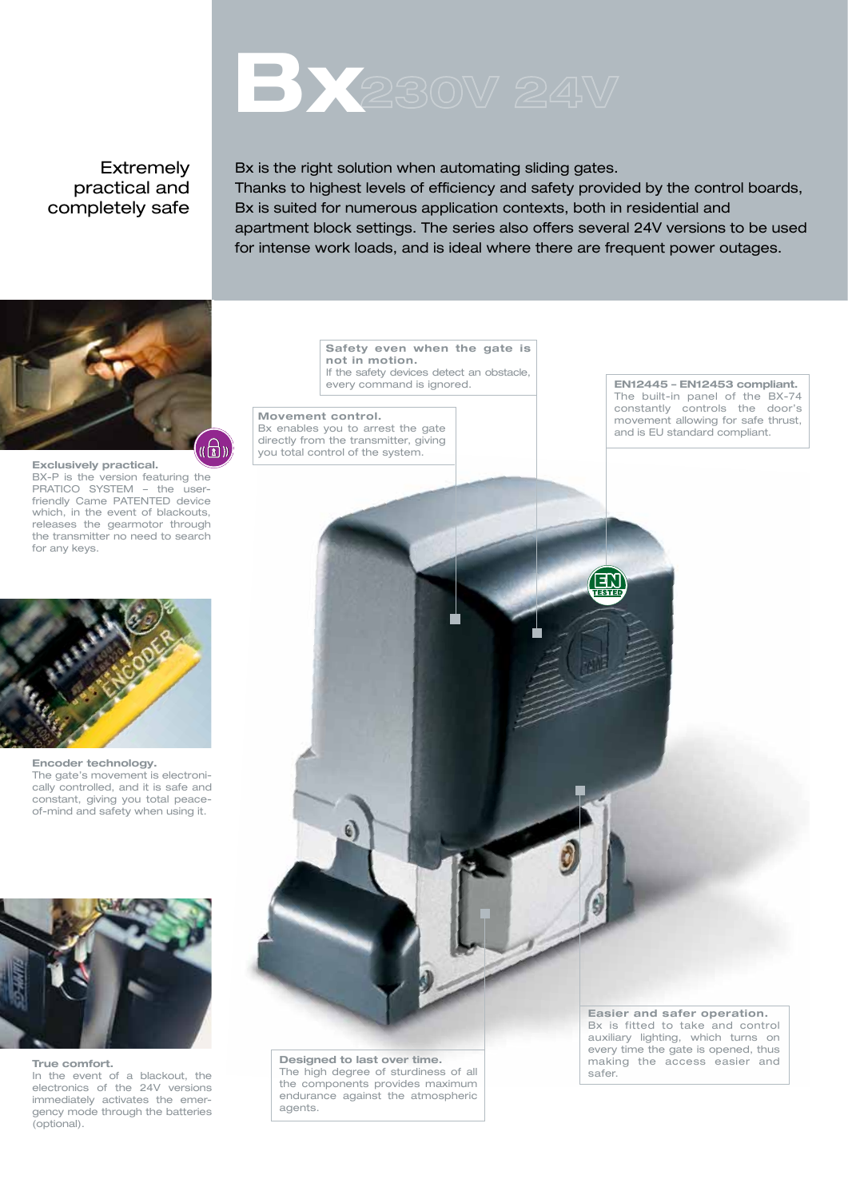# Bx 230V 24V

## Extremely practical and completely safe

Bx is the right solution when automating sliding gates.
Thanks to highest levels of efficiency and safety provided by the control boards, Bx is suited for numerous application contexts, both in residential and apartment block settings. The series also offers several 24V versions to be used for intense work loads, and is ideal where there are frequent power outages.

**Exclusively practical.**
BX-P is the version featuring the PRATICO SYSTEM – the user-friendly Came PATENTED device which, in the event of blackouts, releases the gearmotor through the transmitter no need to search for any keys.

**Encoder technology.**
The gate's movement is electronically controlled, and it is safe and constant, giving you total peace-of-mind and safety when using it.

**True comfort.**
In the event of a blackout, the electronics of the 24V versions immediately activates the emergency mode through the batteries (optional).

**Safety even when the gate is not in motion.**
If the safety devices detect an obstacle, every command is ignored.

**Movement control.**
Bx enables you to arrest the gate directly from the transmitter, giving you total control of the system.

**EN12445 – EN12453 compliant.**
The built-in panel of the BX-74 constantly controls the door's movement allowing for safe thrust, and is EU standard compliant.

**Designed to last over time.**
The high degree of sturdiness of all the components provides maximum endurance against the atmospheric agents.

**Easier and safer operation.**
Bx is fitted to take and control auxiliary lighting, which turns on every time the gate is opened, thus making the access easier and safer.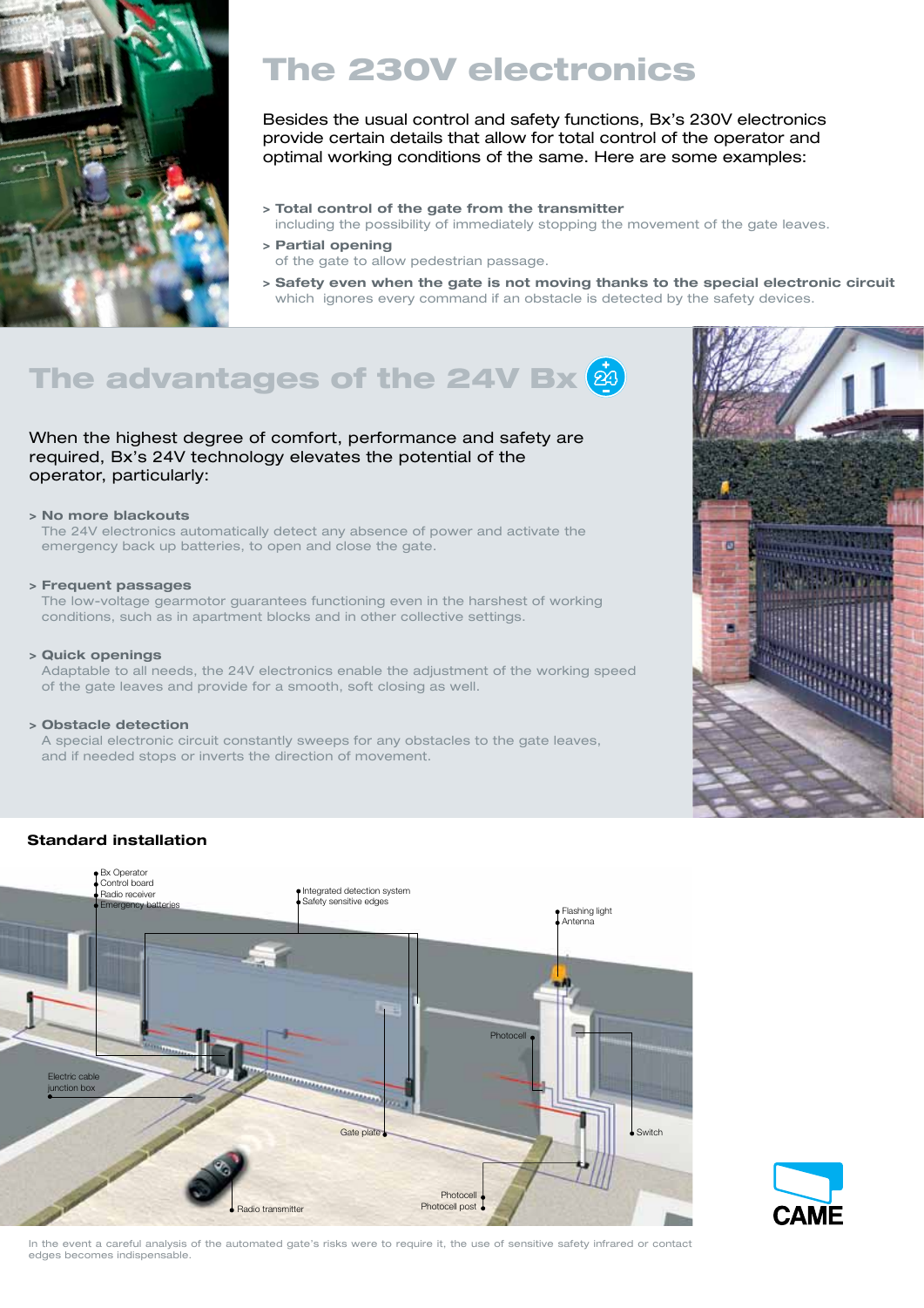# The 230V electronics

Besides the usual control and safety functions, Bx's 230V electronics provide certain details that allow for total control of the operator and optimal working conditions of the same. Here are some examples:

> **Total control of the gate from the transmitter**
> including the possibility of immediately stopping the movement of the gate leaves.

> **Partial opening**
> of the gate to allow pedestrian passage.

> **Safety even when the gate is not moving thanks to the special electronic circuit**
> which ignores every command if an obstacle is detected by the safety devices.

# The advantages of the 24V Bx

When the highest degree of comfort, performance and safety are required, Bx's 24V technology elevates the potential of the operator, particularly:

> **No more blackouts**
> The 24V electronics automatically detect any absence of power and activate the emergency back up batteries, to open and close the gate.

> **Frequent passages**
> The low-voltage gearmotor guarantees functioning even in the harshest of working conditions, such as in apartment blocks and in other collective settings.

> **Quick openings**
> Adaptable to all needs, the 24V electronics enable the adjustment of the working speed of the gate leaves and provide for a smooth, soft closing as well.

> **Obstacle detection**
> A special electronic circuit constantly sweeps for any obstacles to the gate leaves, and if needed stops or inverts the direction of movement.

## Standard installation

- Bx Operator
- Control board
- Radio receiver
- Emergency batteries
- Integrated detection system
- Safety sensitive edges
- Flashing light
- Antenna
- Photocell
- Electric cable junction box
- Gate plate
- Switch
- Photocell
- Photocell post
- Radio transmitter

In the event a careful analysis of the automated gate's risks were to require it, the use of sensitive safety infrared or contact edges becomes indispensable.

CAME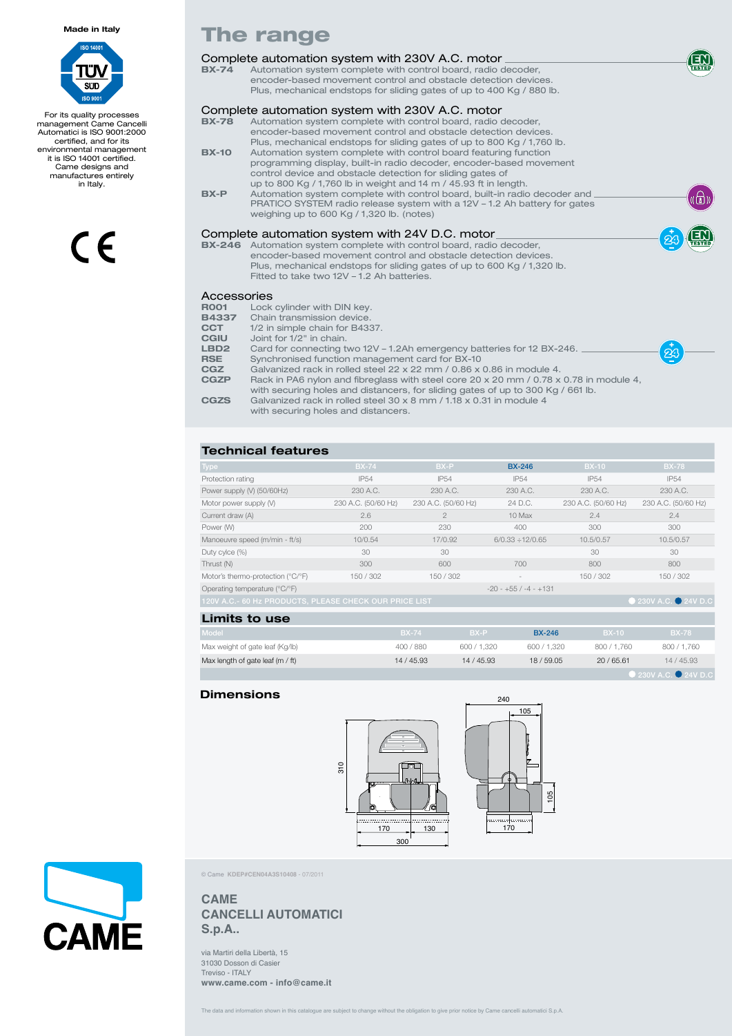Made in Italy

For its quality processes management Came Cancelli Automatici is ISO 9001:2000 certified, and for its environmental management it is ISO 14001 certified. Came designs and manufactures entirely in Italy.

# The range

## Complete automation system with 230V A.C. motor

**BX-74** Automation system complete with control board, radio decoder, encoder-based movement control and obstacle detection devices. Plus, mechanical endstops for sliding gates of up to 400 Kg / 880 lb.

## Complete automation system with 230V A.C. motor

**BX-78** Automation system complete with control board, radio decoder, encoder-based movement control and obstacle detection devices. Plus, mechanical endstops for sliding gates of up to 800 Kg / 1,760 lb.

**BX-10** Automation system complete with control board featuring function programming display, built-in radio decoder, encoder-based movement control device and obstacle detection for sliding gates of up to 800 Kg / 1,760 lb in weight and 14 m / 45.93 ft in length.

**BX-P** Automation system complete with control board, built-in radio decoder and PRATICO SYSTEM radio release system with a 12V – 12 Ah battery for gates weighing up to 600 Kg / 1,320 lb. (notes)

## Complete automation system with 24V D.C. motor

**BX-246** Automation system complete with control board, radio decoder, encoder-based movement control and obstacle detection devices. Plus, mechanical endstops for sliding gates of up to 600 Kg / 1,320 lb. Fitted to take two 12V – 1.2 Ah batteries.

## Accessories

**R001** Lock cylinder with DIN key.
**B4337** Chain transmission device.
**CCT** 1/2 in simple chain for B4337.
**CGIU** Joint for 1/2" in chain.
**LBD2** Card for connecting two 12V – 1.2Ah emergency batteries for 12 BX-246.
**RSE** Synchronised function management card for BX-10
**CGZ** Galvanized rack in rolled steel 22 x 22 mm / 0.86 x 0.86 in module 4.
**CGZP** Rack in PA6 nylon and fibreglass with steel core 20 x 20 mm / 0.78 x 0.78 in module 4, with securing holes and distancers, for sliding gates of up to 300 Kg / 661 lb.
**CGZS** Galvanized rack in rolled steel 30 x 8 mm / 1.18 x 0.31 in module 4 with securing holes and distancers.

## Technical features

| Type | BX-74 | BX-P | BX-246 | BX-10 | BX-78 |
|---|---|---|---|---|---|
| Protection rating | IP54 | IP54 | IP54 | IP54 | IP54 |
| Power supply (V) (50/60Hz) | 230 A.C. | 230 A.C. | 230 A.C. | 230 A.C. | 230 A.C. |
| Motor power supply (V) | 230 A.C. (50/60 Hz) | 230 A.C. (50/60 Hz) | 24 D.C. | 230 A.C. (50/60 Hz) | 230 A.C. (50/60 Hz) |
| Current draw (A) | 2.6 | 2 | 10 Max | 2.4 | 2.4 |
| Power (W) | 200 | 230 | 400 | 300 | 300 |
| Manoeuvre speed (m/min - ft/s) | 10/0.54 | 17/0.92 | 6/0.33 ÷12/0.65 | 10.5/0.57 | 10.5/0.57 |
| Duty cycle (%) | 30 | 30 | | 30 | 30 |
| Thrust (N) | 300 | 600 | 700 | 800 | 800 |
| Motor's thermo-protection (°C/°F) | 150 / 302 | 150 / 302 | - | 150 / 302 | 150 / 302 |
| Operating temperature (°C/°F) | | | -20 - +55 / -4 - +131 | | |

120V A.C.- 60 Hz PRODUCTS, PLEASE CHECK OUR PRICE LIST — 230V A.C. / 24V D.C

## Limits to use

| Model | BX-74 | BX-P | BX-246 | BX-10 | BX-78 |
|---|---|---|---|---|---|
| Max weight of gate leaf (Kg/lb) | 400 / 880 | 600 / 1,320 | 600 / 1,320 | 800 / 1,760 | 800 / 1,760 |
| Max length of gate leaf (m / ft) | 14 / 45.93 | 14 / 45.93 | 18 / 59.05 | 20 / 65.61 | 14 / 45.93 |

230V A.C. / 24V D.C

## Dimensions

310
170
130
300
240
105
105
170

© Came KDEP#CEN04A3S10408 - 07/2011

**CAME CANCELLI AUTOMATICI S.p.A..**

via Martiri della Libertà, 15
31030 Dosson di Casier
Treviso - ITALY
**www.came.com - info@came.it**

The data and information shown in this catalogue are subject to change without the obligation to give prior notice by Came cancelli automatici S.p.A.